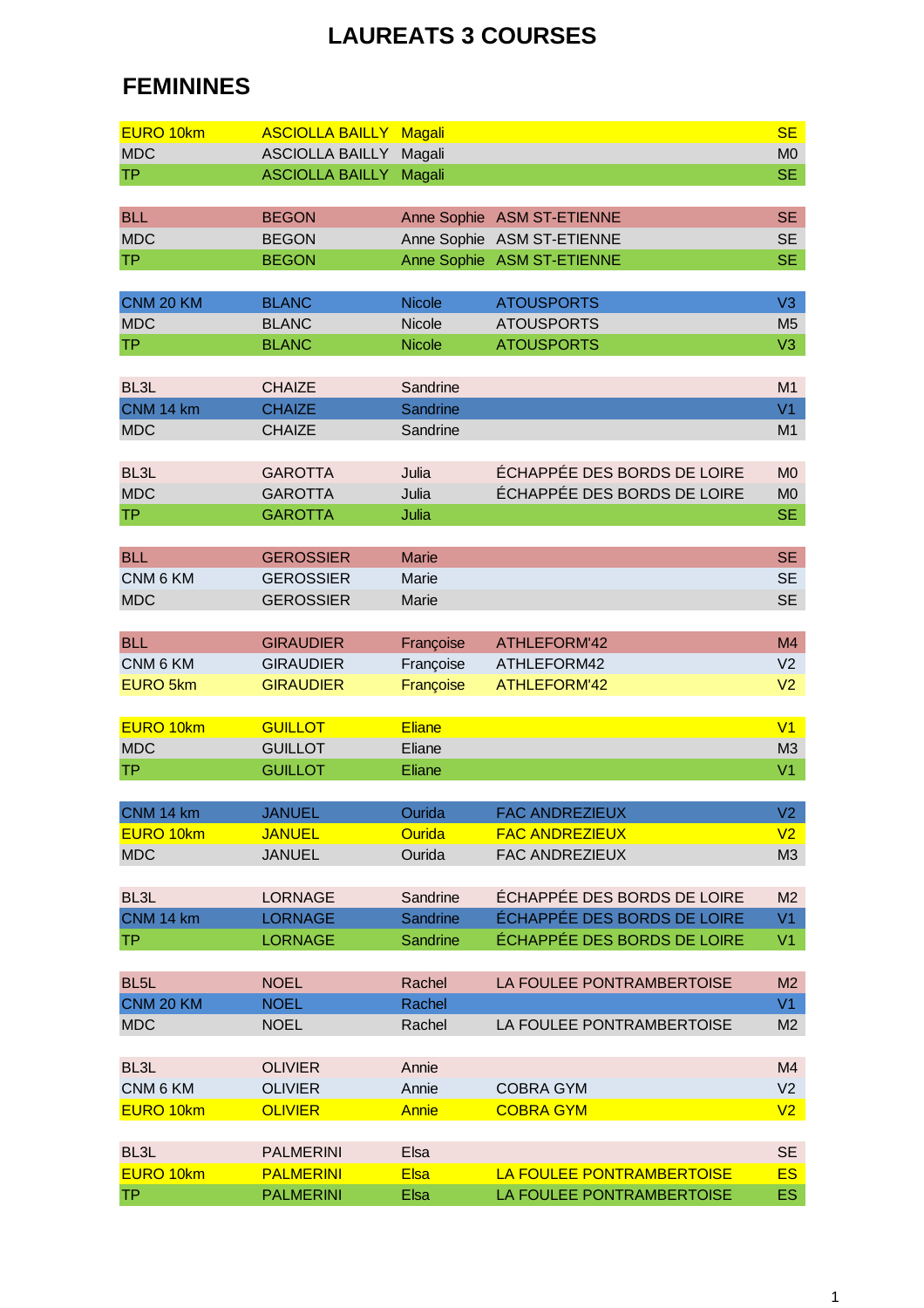# LAUREATS 3 COURSES

## FEMININES

| Course | Nom | Prénom | Club | Cat. |
|---|---|---|---|---|
| EURO 10km | ASCIOLLA BAILLY | Magali | | SE |
| MDC | ASCIOLLA BAILLY | Magali | | M0 |
| TP | ASCIOLLA BAILLY | Magali | | SE |
| | | | | |
| BLL | BEGON | Anne Sophie | ASM ST-ETIENNE | SE |
| MDC | BEGON | Anne Sophie | ASM ST-ETIENNE | SE |
| TP | BEGON | Anne Sophie | ASM ST-ETIENNE | SE |
| | | | | |
| CNM 20 KM | BLANC | Nicole | ATOUSPORTS | V3 |
| MDC | BLANC | Nicole | ATOUSPORTS | M5 |
| TP | BLANC | Nicole | ATOUSPORTS | V3 |
| | | | | |
| BL3L | CHAIZE | Sandrine | | M1 |
| CNM 14 km | CHAIZE | Sandrine | | V1 |
| MDC | CHAIZE | Sandrine | | M1 |
| | | | | |
| BL3L | GAROTTA | Julia | ÉCHAPPÉE DES BORDS DE LOIRE | M0 |
| MDC | GAROTTA | Julia | ÉCHAPPÉE DES BORDS DE LOIRE | M0 |
| TP | GAROTTA | Julia | | SE |
| | | | | |
| BLL | GEROSSIER | Marie | | SE |
| CNM 6 KM | GEROSSIER | Marie | | SE |
| MDC | GEROSSIER | Marie | | SE |
| | | | | |
| BLL | GIRAUDIER | Françoise | ATHLEFORM'42 | M4 |
| CNM 6 KM | GIRAUDIER | Françoise | ATHLEFORM42 | V2 |
| EURO 5km | GIRAUDIER | Françoise | ATHLEFORM'42 | V2 |
| | | | | |
| EURO 10km | GUILLOT | Eliane | | V1 |
| MDC | GUILLOT | Eliane | | M3 |
| TP | GUILLOT | Eliane | | V1 |
| | | | | |
| CNM 14 km | JANUEL | Ourida | FAC ANDREZIEUX | V2 |
| EURO 10km | JANUEL | Ourida | FAC ANDREZIEUX | V2 |
| MDC | JANUEL | Ourida | FAC ANDREZIEUX | M3 |
| | | | | |
| BL3L | LORNAGE | Sandrine | ÉCHAPPÉE DES BORDS DE LOIRE | M2 |
| CNM 14 km | LORNAGE | Sandrine | ÉCHAPPÉE DES BORDS DE LOIRE | V1 |
| TP | LORNAGE | Sandrine | ÉCHAPPÉE DES BORDS DE LOIRE | V1 |
| | | | | |
| BL5L | NOEL | Rachel | LA FOULEE PONTRAMBERTOISE | M2 |
| CNM 20 KM | NOEL | Rachel | | V1 |
| MDC | NOEL | Rachel | LA FOULEE PONTRAMBERTOISE | M2 |
| | | | | |
| BL3L | OLIVIER | Annie | | M4 |
| CNM 6 KM | OLIVIER | Annie | COBRA GYM | V2 |
| EURO 10km | OLIVIER | Annie | COBRA GYM | V2 |
| | | | | |
| BL3L | PALMERINI | Elsa | | SE |
| EURO 10km | PALMERINI | Elsa | LA FOULEE PONTRAMBERTOISE | ES |
| TP | PALMERINI | Elsa | LA FOULEE PONTRAMBERTOISE | ES |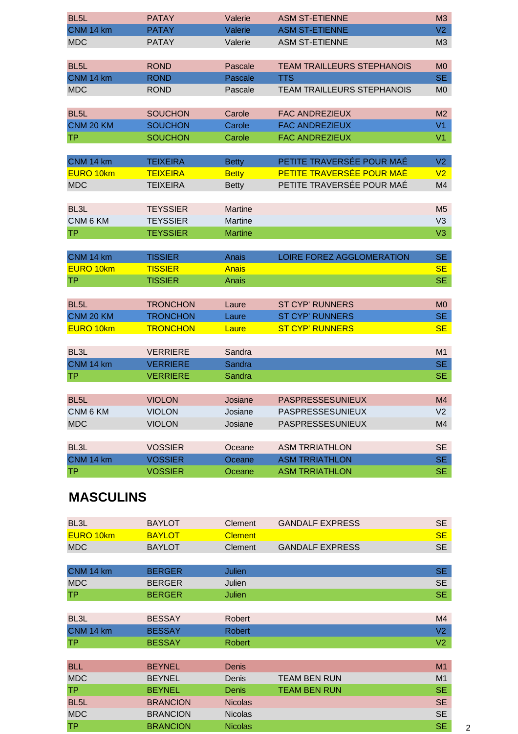| | | | | |
|---|---|---|---|---|
| BL5L | PATAY | Valerie | ASM ST-ETIENNE | M3 |
| CNM 14 km | PATAY | Valerie | ASM ST-ETIENNE | V2 |
| MDC | PATAY | Valerie | ASM ST-ETIENNE | M3 |
| | | | | |
| BL5L | ROND | Pascale | TEAM TRAILLEURS STEPHANOIS | M0 |
| CNM 14 km | ROND | Pascale | TTS | SE |
| MDC | ROND | Pascale | TEAM TRAILLEURS STEPHANOIS | M0 |
| | | | | |
| BL5L | SOUCHON | Carole | FAC ANDREZIEUX | M2 |
| CNM 20 KM | SOUCHON | Carole | FAC ANDREZIEUX | V1 |
| TP | SOUCHON | Carole | FAC ANDREZIEUX | V1 |
| | | | | |
| CNM 14 km | TEIXEIRA | Betty | PETITE TRAVERSÉE POUR MAÉ | V2 |
| EURO 10km | TEIXEIRA | Betty | PETITE TRAVERSÉE POUR MAÉ | V2 |
| MDC | TEIXEIRA | Betty | PETITE TRAVERSÉE POUR MAÉ | M4 |
| | | | | |
| BL3L | TEYSSIER | Martine | | M5 |
| CNM 6 KM | TEYSSIER | Martine | | V3 |
| TP | TEYSSIER | Martine | | V3 |
| | | | | |
| CNM 14 km | TISSIER | Anais | LOIRE FOREZ AGGLOMERATION | SE |
| EURO 10km | TISSIER | Anais | | SE |
| TP | TISSIER | Anais | | SE |
| | | | | |
| BL5L | TRONCHON | Laure | ST CYP' RUNNERS | M0 |
| CNM 20 KM | TRONCHON | Laure | ST CYP' RUNNERS | SE |
| EURO 10km | TRONCHON | Laure | ST CYP' RUNNERS | SE |
| | | | | |
| BL3L | VERRIERE | Sandra | | M1 |
| CNM 14 km | VERRIERE | Sandra | | SE |
| TP | VERRIERE | Sandra | | SE |
| | | | | |
| BL5L | VIOLON | Josiane | PASPRESSESUNIEUX | M4 |
| CNM 6 KM | VIOLON | Josiane | PASPRESSESUNIEUX | V2 |
| MDC | VIOLON | Josiane | PASPRESSESUNIEUX | M4 |
| | | | | |
| BL3L | VOSSIER | Oceane | ASM TRRIATHLON | SE |
| CNM 14 km | VOSSIER | Oceane | ASM TRRIATHLON | SE |
| TP | VOSSIER | Oceane | ASM TRRIATHLON | SE |

## MASCULINS

| | | | | |
|---|---|---|---|---|
| BL3L | BAYLOT | Clement | GANDALF EXPRESS | SE |
| EURO 10km | BAYLOT | Clement | | SE |
| MDC | BAYLOT | Clement | GANDALF EXPRESS | SE |
| | | | | |
| CNM 14 km | BERGER | Julien | | SE |
| MDC | BERGER | Julien | | SE |
| TP | BERGER | Julien | | SE |
| | | | | |
| BL3L | BESSAY | Robert | | M4 |
| CNM 14 km | BESSAY | Robert | | V2 |
| TP | BESSAY | Robert | | V2 |
| | | | | |
| BLL | BEYNEL | Denis | | M1 |
| MDC | BEYNEL | Denis | TEAM BEN RUN | M1 |
| TP | BEYNEL | Denis | TEAM BEN RUN | SE |
| BL5L | BRANCION | Nicolas | | SE |
| MDC | BRANCION | Nicolas | | SE |
| TP | BRANCION | Nicolas | | SE |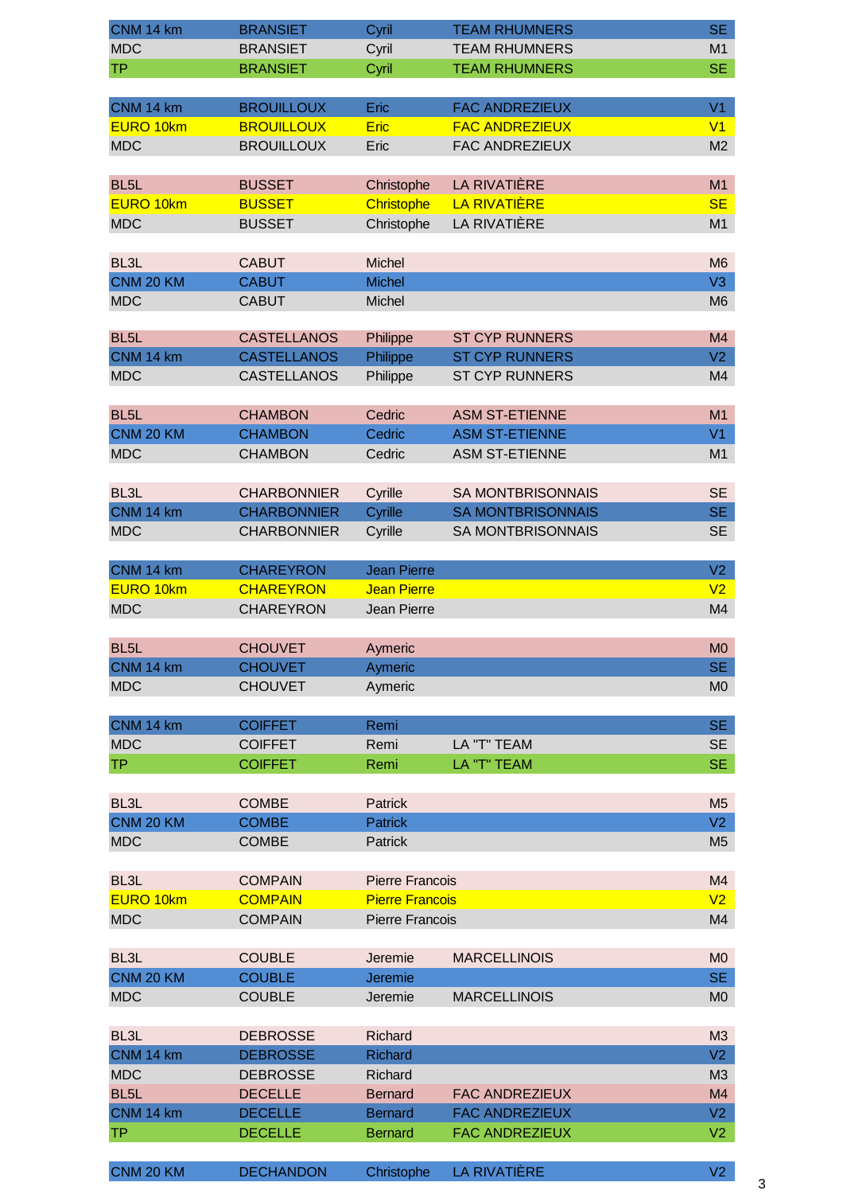| | | | | |
|---|---|---|---|---|
| CNM 14 km | BRANSIET | Cyril | TEAM RHUMNERS | SE |
| MDC | BRANSIET | Cyril | TEAM RHUMNERS | M1 |
| TP | BRANSIET | Cyril | TEAM RHUMNERS | SE |
| | | | | |
| CNM 14 km | BROUILLOUX | Eric | FAC ANDREZIEUX | V1 |
| EURO 10km | BROUILLOUX | Eric | FAC ANDREZIEUX | V1 |
| MDC | BROUILLOUX | Eric | FAC ANDREZIEUX | M2 |
| | | | | |
| BL5L | BUSSET | Christophe | LA RIVATIÈRE | M1 |
| EURO 10km | BUSSET | Christophe | LA RIVATIÈRE | SE |
| MDC | BUSSET | Christophe | LA RIVATIÈRE | M1 |
| | | | | |
| BL3L | CABUT | Michel | | M6 |
| CNM 20 KM | CABUT | Michel | | V3 |
| MDC | CABUT | Michel | | M6 |
| | | | | |
| BL5L | CASTELLANOS | Philippe | ST CYP RUNNERS | M4 |
| CNM 14 km | CASTELLANOS | Philippe | ST CYP RUNNERS | V2 |
| MDC | CASTELLANOS | Philippe | ST CYP RUNNERS | M4 |
| | | | | |
| BL5L | CHAMBON | Cedric | ASM ST-ETIENNE | M1 |
| CNM 20 KM | CHAMBON | Cedric | ASM ST-ETIENNE | V1 |
| MDC | CHAMBON | Cedric | ASM ST-ETIENNE | M1 |
| | | | | |
| BL3L | CHARBONNIER | Cyrille | SA MONTBRISONNAIS | SE |
| CNM 14 km | CHARBONNIER | Cyrille | SA MONTBRISONNAIS | SE |
| MDC | CHARBONNIER | Cyrille | SA MONTBRISONNAIS | SE |
| | | | | |
| CNM 14 km | CHAREYRON | Jean Pierre | | V2 |
| EURO 10km | CHAREYRON | Jean Pierre | | V2 |
| MDC | CHAREYRON | Jean Pierre | | M4 |
| | | | | |
| BL5L | CHOUVET | Aymeric | | M0 |
| CNM 14 km | CHOUVET | Aymeric | | SE |
| MDC | CHOUVET | Aymeric | | M0 |
| | | | | |
| CNM 14 km | COIFFET | Remi | | SE |
| MDC | COIFFET | Remi | LA "T" TEAM | SE |
| TP | COIFFET | Remi | LA "T" TEAM | SE |
| | | | | |
| BL3L | COMBE | Patrick | | M5 |
| CNM 20 KM | COMBE | Patrick | | V2 |
| MDC | COMBE | Patrick | | M5 |
| | | | | |
| BL3L | COMPAIN | Pierre Francois | | M4 |
| EURO 10km | COMPAIN | Pierre Francois | | V2 |
| MDC | COMPAIN | Pierre Francois | | M4 |
| | | | | |
| BL3L | COUBLE | Jeremie | MARCELLINOIS | M0 |
| CNM 20 KM | COUBLE | Jeremie | | SE |
| MDC | COUBLE | Jeremie | MARCELLINOIS | M0 |
| | | | | |
| BL3L | DEBROSSE | Richard | | M3 |
| CNM 14 km | DEBROSSE | Richard | | V2 |
| MDC | DEBROSSE | Richard | | M3 |
| BL5L | DECELLE | Bernard | FAC ANDREZIEUX | M4 |
| CNM 14 km | DECELLE | Bernard | FAC ANDREZIEUX | V2 |
| TP | DECELLE | Bernard | FAC ANDREZIEUX | V2 |
| | | | | |
| CNM 20 KM | DECHANDON | Christophe | LA RIVATIÈRE | V2 |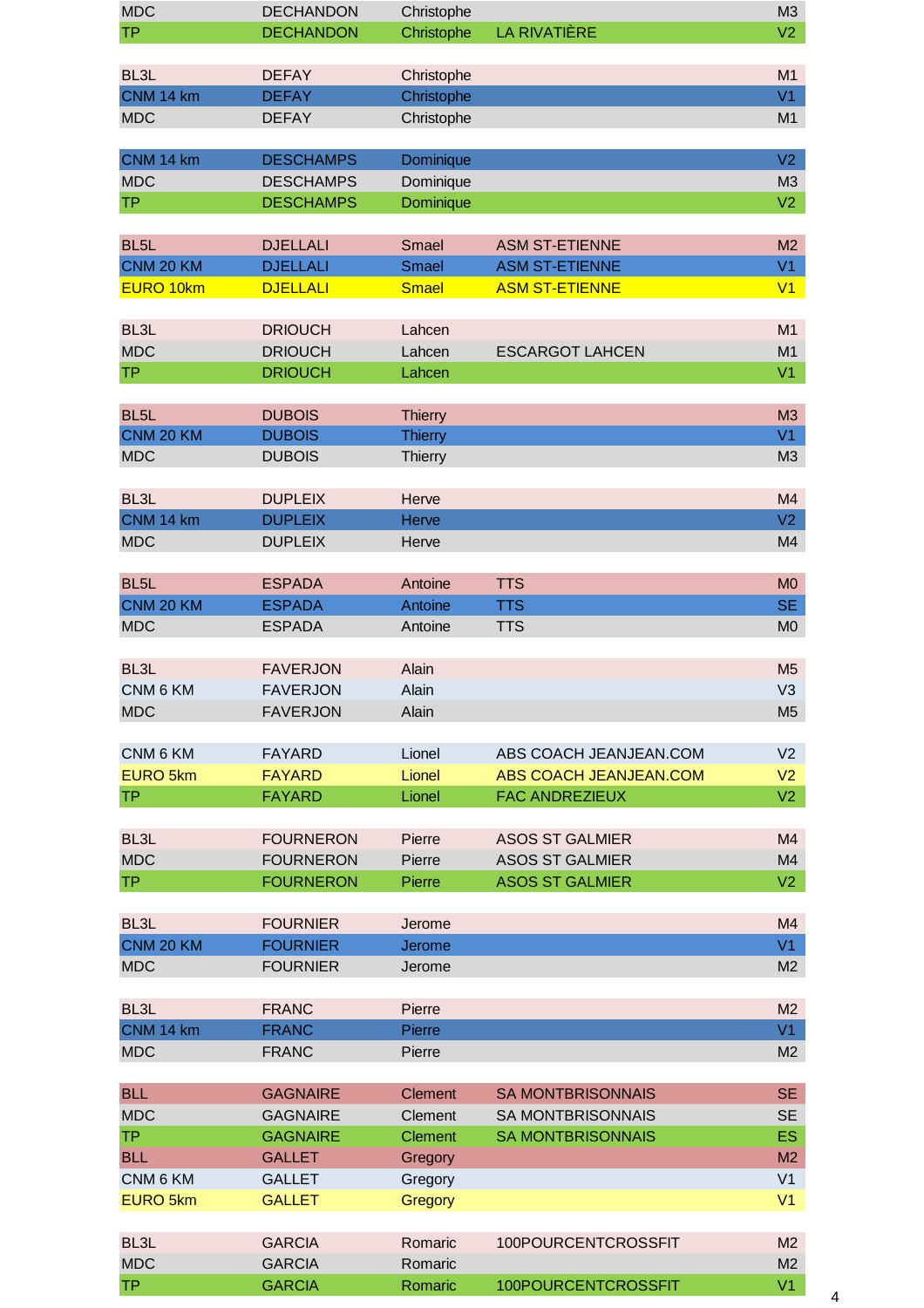| | | | | |
|---|---|---|---|---|
| MDC | DECHANDON | Christophe | | M3 |
| TP | DECHANDON | Christophe | LA RIVATIÈRE | V2 |
| | | | | |
| BL3L | DEFAY | Christophe | | M1 |
| CNM 14 km | DEFAY | Christophe | | V1 |
| MDC | DEFAY | Christophe | | M1 |
| | | | | |
| CNM 14 km | DESCHAMPS | Dominique | | V2 |
| MDC | DESCHAMPS | Dominique | | M3 |
| TP | DESCHAMPS | Dominique | | V2 |
| | | | | |
| BL5L | DJELLALI | Smael | ASM ST-ETIENNE | M2 |
| CNM 20 KM | DJELLALI | Smael | ASM ST-ETIENNE | V1 |
| EURO 10km | DJELLALI | Smael | ASM ST-ETIENNE | V1 |
| | | | | |
| BL3L | DRIOUCH | Lahcen | | M1 |
| MDC | DRIOUCH | Lahcen | ESCARGOT LAHCEN | M1 |
| TP | DRIOUCH | Lahcen | | V1 |
| | | | | |
| BL5L | DUBOIS | Thierry | | M3 |
| CNM 20 KM | DUBOIS | Thierry | | V1 |
| MDC | DUBOIS | Thierry | | M3 |
| | | | | |
| BL3L | DUPLEIX | Herve | | M4 |
| CNM 14 km | DUPLEIX | Herve | | V2 |
| MDC | DUPLEIX | Herve | | M4 |
| | | | | |
| BL5L | ESPADA | Antoine | TTS | M0 |
| CNM 20 KM | ESPADA | Antoine | TTS | SE |
| MDC | ESPADA | Antoine | TTS | M0 |
| | | | | |
| BL3L | FAVERJON | Alain | | M5 |
| CNM 6 KM | FAVERJON | Alain | | V3 |
| MDC | FAVERJON | Alain | | M5 |
| | | | | |
| CNM 6 KM | FAYARD | Lionel | ABS COACH JEANJEAN.COM | V2 |
| EURO 5km | FAYARD | Lionel | ABS COACH JEANJEAN.COM | V2 |
| TP | FAYARD | Lionel | FAC ANDREZIEUX | V2 |
| | | | | |
| BL3L | FOURNERON | Pierre | ASOS ST GALMIER | M4 |
| MDC | FOURNERON | Pierre | ASOS ST GALMIER | M4 |
| TP | FOURNERON | Pierre | ASOS ST GALMIER | V2 |
| | | | | |
| BL3L | FOURNIER | Jerome | | M4 |
| CNM 20 KM | FOURNIER | Jerome | | V1 |
| MDC | FOURNIER | Jerome | | M2 |
| | | | | |
| BL3L | FRANC | Pierre | | M2 |
| CNM 14 km | FRANC | Pierre | | V1 |
| MDC | FRANC | Pierre | | M2 |
| | | | | |
| BLL | GAGNAIRE | Clement | SA MONTBRISONNAIS | SE |
| MDC | GAGNAIRE | Clement | SA MONTBRISONNAIS | SE |
| TP | GAGNAIRE | Clement | SA MONTBRISONNAIS | ES |
| BLL | GALLET | Gregory | | M2 |
| CNM 6 KM | GALLET | Gregory | | V1 |
| EURO 5km | GALLET | Gregory | | V1 |
| | | | | |
| BL3L | GARCIA | Romaric | 100POURCENTCROSSFIT | M2 |
| MDC | GARCIA | Romaric | | M2 |
| TP | GARCIA | Romaric | 100POURCENTCROSSFIT | V1 |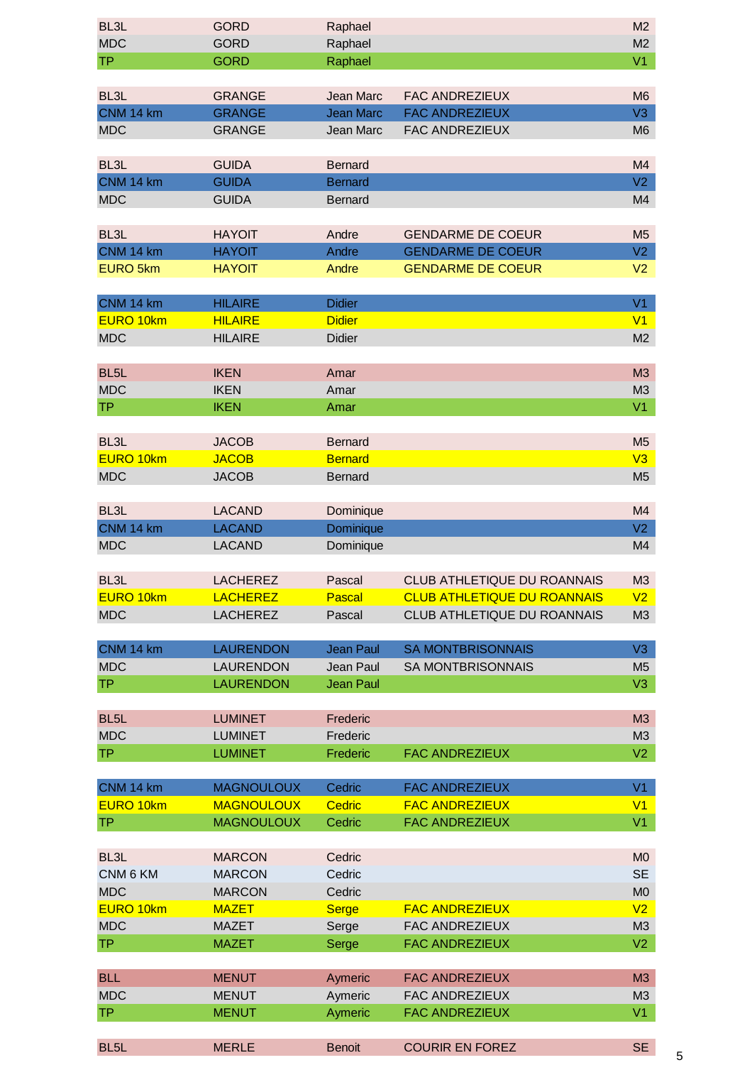| | | | | |
|---|---|---|---|---|
| BL3L | GORD | Raphael | | M2 |
| MDC | GORD | Raphael | | M2 |
| TP | GORD | Raphael | | V1 |
| | | | | |
| BL3L | GRANGE | Jean Marc | FAC ANDREZIEUX | M6 |
| CNM 14 km | GRANGE | Jean Marc | FAC ANDREZIEUX | V3 |
| MDC | GRANGE | Jean Marc | FAC ANDREZIEUX | M6 |
| | | | | |
| BL3L | GUIDA | Bernard | | M4 |
| CNM 14 km | GUIDA | Bernard | | V2 |
| MDC | GUIDA | Bernard | | M4 |
| | | | | |
| BL3L | HAYOIT | Andre | GENDARME DE COEUR | M5 |
| CNM 14 km | HAYOIT | Andre | GENDARME DE COEUR | V2 |
| EURO 5km | HAYOIT | Andre | GENDARME DE COEUR | V2 |
| | | | | |
| CNM 14 km | HILAIRE | Didier | | V1 |
| EURO 10km | HILAIRE | Didier | | V1 |
| MDC | HILAIRE | Didier | | M2 |
| | | | | |
| BL5L | IKEN | Amar | | M3 |
| MDC | IKEN | Amar | | M3 |
| TP | IKEN | Amar | | V1 |
| | | | | |
| BL3L | JACOB | Bernard | | M5 |
| EURO 10km | JACOB | Bernard | | V3 |
| MDC | JACOB | Bernard | | M5 |
| | | | | |
| BL3L | LACAND | Dominique | | M4 |
| CNM 14 km | LACAND | Dominique | | V2 |
| MDC | LACAND | Dominique | | M4 |
| | | | | |
| BL3L | LACHEREZ | Pascal | CLUB ATHLETIQUE DU ROANNAIS | M3 |
| EURO 10km | LACHEREZ | Pascal | CLUB ATHLETIQUE DU ROANNAIS | V2 |
| MDC | LACHEREZ | Pascal | CLUB ATHLETIQUE DU ROANNAIS | M3 |
| | | | | |
| CNM 14 km | LAURENDON | Jean Paul | SA MONTBRISONNAIS | V3 |
| MDC | LAURENDON | Jean Paul | SA MONTBRISONNAIS | M5 |
| TP | LAURENDON | Jean Paul | | V3 |
| | | | | |
| BL5L | LUMINET | Frederic | | M3 |
| MDC | LUMINET | Frederic | | M3 |
| TP | LUMINET | Frederic | FAC ANDREZIEUX | V2 |
| | | | | |
| CNM 14 km | MAGNOULOUX | Cedric | FAC ANDREZIEUX | V1 |
| EURO 10km | MAGNOULOUX | Cedric | FAC ANDREZIEUX | V1 |
| TP | MAGNOULOUX | Cedric | FAC ANDREZIEUX | V1 |
| | | | | |
| BL3L | MARCON | Cedric | | M0 |
| CNM 6 KM | MARCON | Cedric | | SE |
| MDC | MARCON | Cedric | | M0 |
| EURO 10km | MAZET | Serge | FAC ANDREZIEUX | V2 |
| MDC | MAZET | Serge | FAC ANDREZIEUX | M3 |
| TP | MAZET | Serge | FAC ANDREZIEUX | V2 |
| | | | | |
| BLL | MENUT | Aymeric | FAC ANDREZIEUX | M3 |
| MDC | MENUT | Aymeric | FAC ANDREZIEUX | M3 |
| TP | MENUT | Aymeric | FAC ANDREZIEUX | V1 |
| | | | | |
| BL5L | MERLE | Benoit | COURIR EN FOREZ | SE |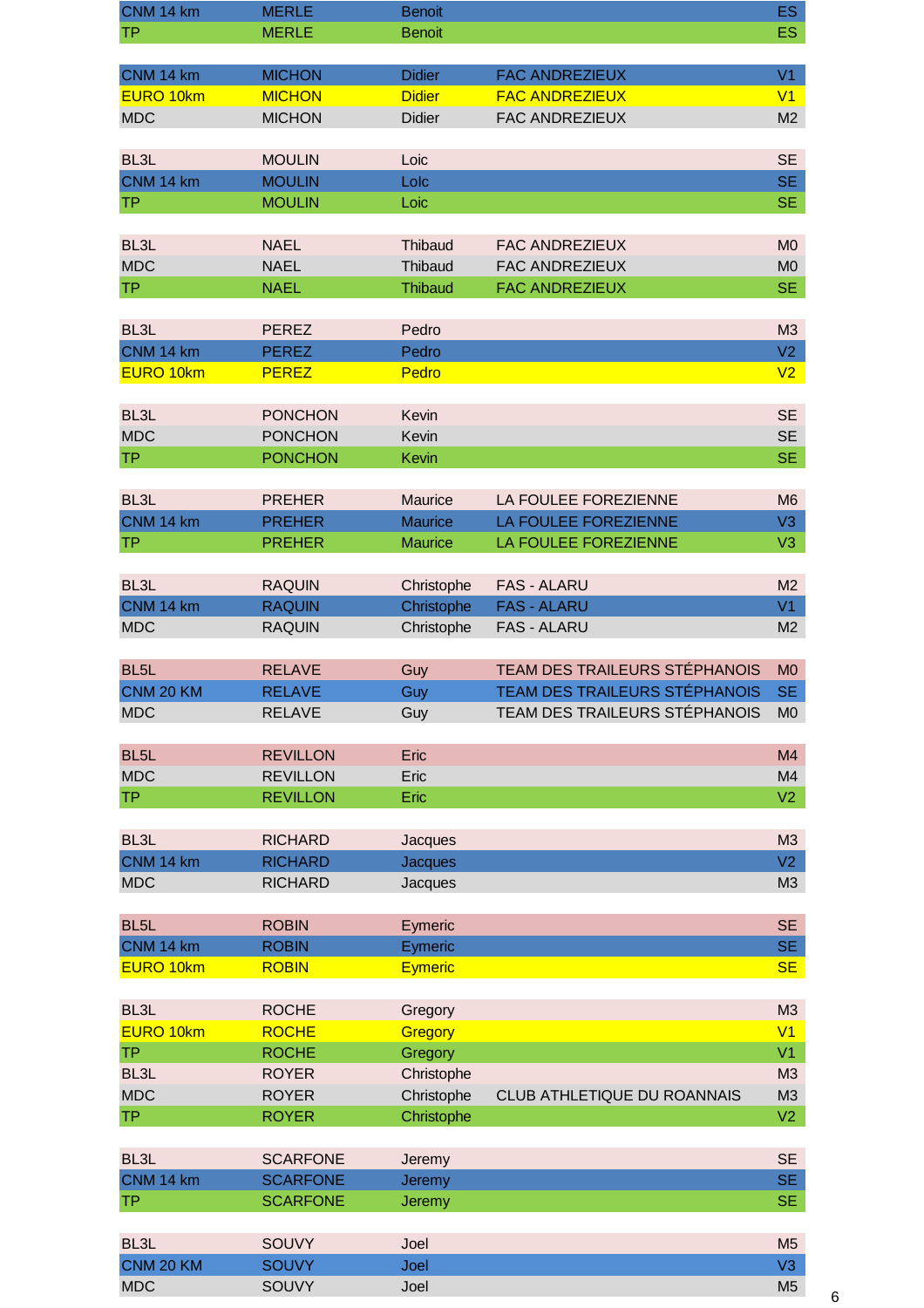| | | | | |
|---|---|---|---|---|
| CNM 14 km | MERLE | Benoit | | ES |
| TP | MERLE | Benoit | | ES |
| | | | | |
| CNM 14 km | MICHON | Didier | FAC ANDREZIEUX | V1 |
| EURO 10km | MICHON | Didier | FAC ANDREZIEUX | V1 |
| MDC | MICHON | Didier | FAC ANDREZIEUX | M2 |
| | | | | |
| BL3L | MOULIN | Loic | | SE |
| CNM 14 km | MOULIN | Loic | | SE |
| TP | MOULIN | Loic | | SE |
| | | | | |
| BL3L | NAEL | Thibaud | FAC ANDREZIEUX | M0 |
| MDC | NAEL | Thibaud | FAC ANDREZIEUX | M0 |
| TP | NAEL | Thibaud | FAC ANDREZIEUX | SE |
| | | | | |
| BL3L | PEREZ | Pedro | | M3 |
| CNM 14 km | PEREZ | Pedro | | V2 |
| EURO 10km | PEREZ | Pedro | | V2 |
| | | | | |
| BL3L | PONCHON | Kevin | | SE |
| MDC | PONCHON | Kevin | | SE |
| TP | PONCHON | Kevin | | SE |
| | | | | |
| BL3L | PREHER | Maurice | LA FOULEE FOREZIENNE | M6 |
| CNM 14 km | PREHER | Maurice | LA FOULEE FOREZIENNE | V3 |
| TP | PREHER | Maurice | LA FOULEE FOREZIENNE | V3 |
| | | | | |
| BL3L | RAQUIN | Christophe | FAS - ALARU | M2 |
| CNM 14 km | RAQUIN | Christophe | FAS - ALARU | V1 |
| MDC | RAQUIN | Christophe | FAS - ALARU | M2 |
| | | | | |
| BL5L | RELAVE | Guy | TEAM DES TRAILEURS STÉPHANOIS | M0 |
| CNM 20 KM | RELAVE | Guy | TEAM DES TRAILEURS STÉPHANOIS | SE |
| MDC | RELAVE | Guy | TEAM DES TRAILEURS STÉPHANOIS | M0 |
| | | | | |
| BL5L | REVILLON | Eric | | M4 |
| MDC | REVILLON | Eric | | M4 |
| TP | REVILLON | Eric | | V2 |
| | | | | |
| BL3L | RICHARD | Jacques | | M3 |
| CNM 14 km | RICHARD | Jacques | | V2 |
| MDC | RICHARD | Jacques | | M3 |
| | | | | |
| BL5L | ROBIN | Eymeric | | SE |
| CNM 14 km | ROBIN | Eymeric | | SE |
| EURO 10km | ROBIN | Eymeric | | SE |
| | | | | |
| BL3L | ROCHE | Gregory | | M3 |
| EURO 10km | ROCHE | Gregory | | V1 |
| TP | ROCHE | Gregory | | V1 |
| BL3L | ROYER | Christophe | | M3 |
| MDC | ROYER | Christophe | CLUB ATHLETIQUE DU ROANNAIS | M3 |
| TP | ROYER | Christophe | | V2 |
| | | | | |
| BL3L | SCARFONE | Jeremy | | SE |
| CNM 14 km | SCARFONE | Jeremy | | SE |
| TP | SCARFONE | Jeremy | | SE |
| | | | | |
| BL3L | SOUVY | Joel | | M5 |
| CNM 20 KM | SOUVY | Joel | | V3 |
| MDC | SOUVY | Joel | | M5 |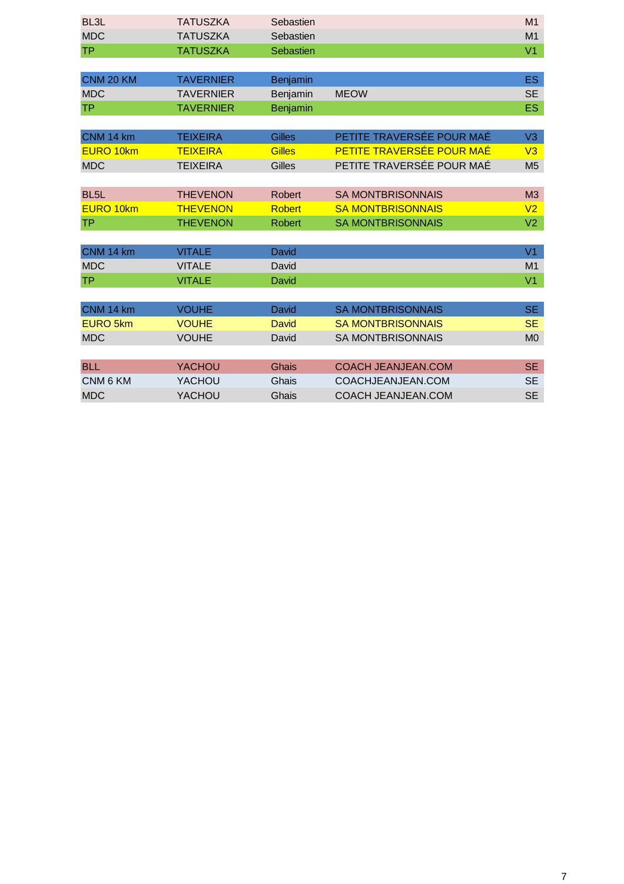| | | | | |
|---|---|---|---|---|
| BL3L | TATUSZKA | Sebastien | | M1 |
| MDC | TATUSZKA | Sebastien | | M1 |
| TP | TATUSZKA | Sebastien | | V1 |
| | | | | |
| CNM 20 KM | TAVERNIER | Benjamin | | ES |
| MDC | TAVERNIER | Benjamin | MEOW | SE |
| TP | TAVERNIER | Benjamin | | ES |
| | | | | |
| CNM 14 km | TEIXEIRA | Gilles | PETITE TRAVERSÉE POUR MAÉ | V3 |
| EURO 10km | TEIXEIRA | Gilles | PETITE TRAVERSÉE POUR MAÉ | V3 |
| MDC | TEIXEIRA | Gilles | PETITE TRAVERSÉE POUR MAÉ | M5 |
| | | | | |
| BL5L | THEVENON | Robert | SA MONTBRISONNAIS | M3 |
| EURO 10km | THEVENON | Robert | SA MONTBRISONNAIS | V2 |
| TP | THEVENON | Robert | SA MONTBRISONNAIS | V2 |
| | | | | |
| CNM 14 km | VITALE | David | | V1 |
| MDC | VITALE | David | | M1 |
| TP | VITALE | David | | V1 |
| | | | | |
| CNM 14 km | VOUHE | David | SA MONTBRISONNAIS | SE |
| EURO 5km | VOUHE | David | SA MONTBRISONNAIS | SE |
| MDC | VOUHE | David | SA MONTBRISONNAIS | M0 |
| | | | | |
| BLL | YACHOU | Ghais | COACH JEANJEAN.COM | SE |
| CNM 6 KM | YACHOU | Ghais | COACHJEANJEAN.COM | SE |
| MDC | YACHOU | Ghais | COACH JEANJEAN.COM | SE |